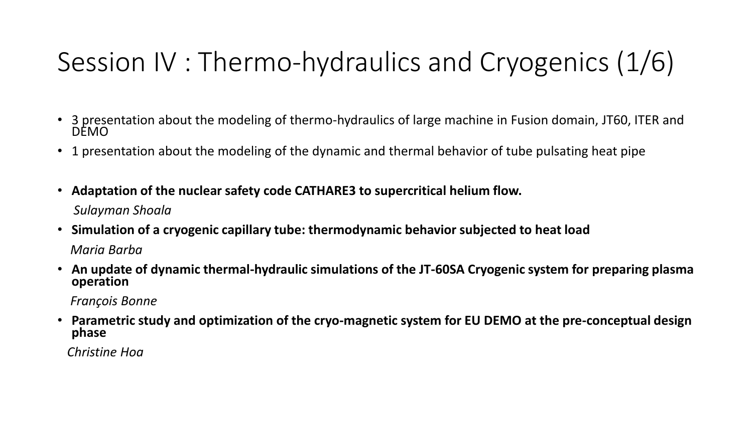# Session IV : Thermo-hydraulics and Cryogenics (1/6)

- 3 presentation about the modeling of thermo-hydraulics of large machine in Fusion domain, JT60, ITER and DEMO
- 1 presentation about the modeling of the dynamic and thermal behavior of tube pulsating heat pipe

- **Adaptation of the nuclear safety code CATHARE3 to supercritical helium flow.**

  *Sulayman Shoala*

- **Simulation of a cryogenic capillary tube: thermodynamic behavior subjected to heat load**

  *Maria Barba*

- **An update of dynamic thermal-hydraulic simulations of the JT-60SA Cryogenic system for preparing plasma operation**

  *François Bonne*

- **Parametric study and optimization of the cryo-magnetic system for EU DEMO at the pre-conceptual design phase**

  *Christine Hoa*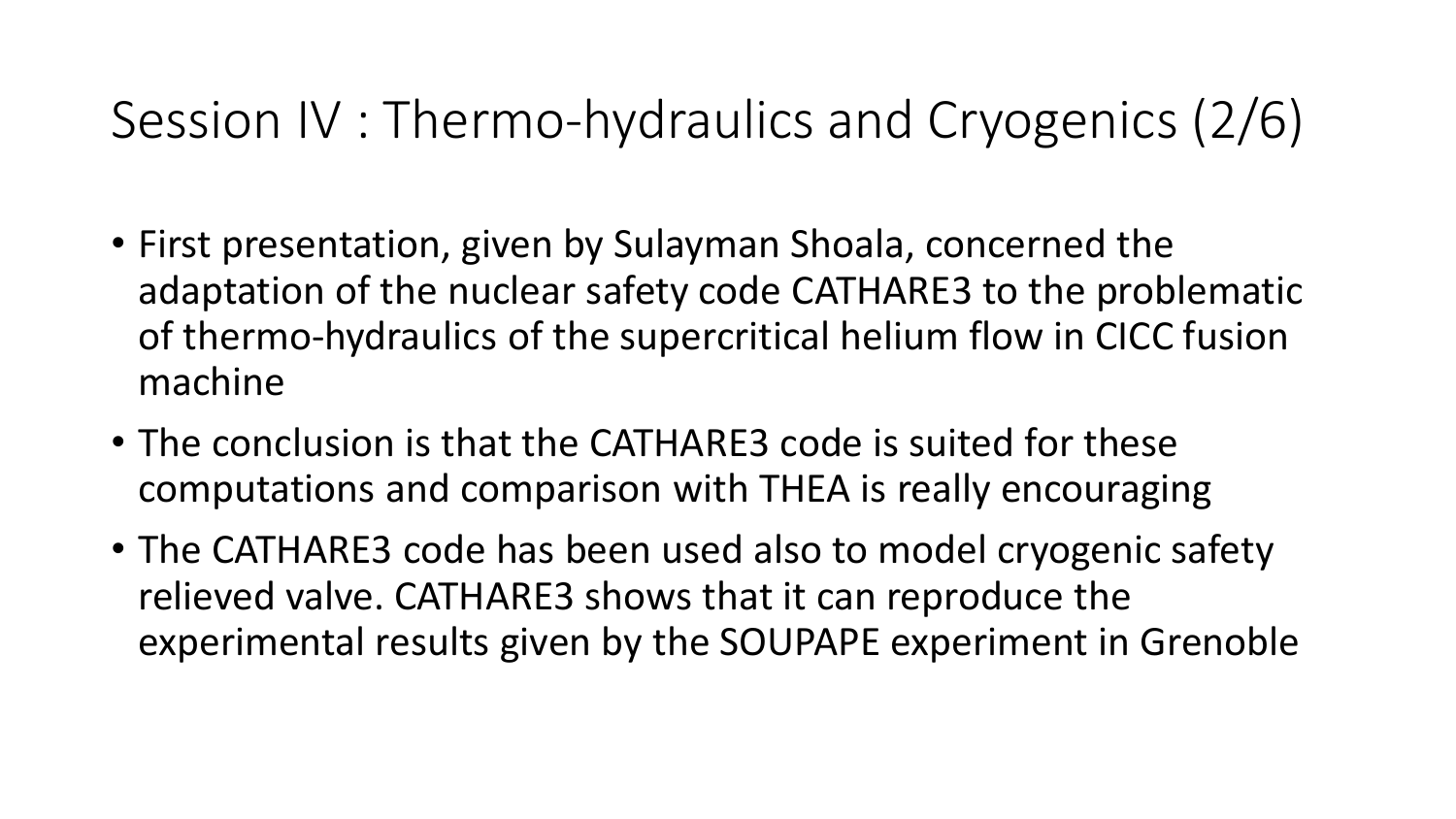# Session IV : Thermo-hydraulics and Cryogenics (2/6)

- First presentation, given by Sulayman Shoala, concerned the adaptation of the nuclear safety code CATHARE3 to the problematic of thermo-hydraulics of the supercritical helium flow in CICC fusion machine
- The conclusion is that the CATHARE3 code is suited for these computations and comparison with THEA is really encouraging
- The CATHARE3 code has been used also to model cryogenic safety relieved valve. CATHARE3 shows that it can reproduce the experimental results given by the SOUPAPE experiment in Grenoble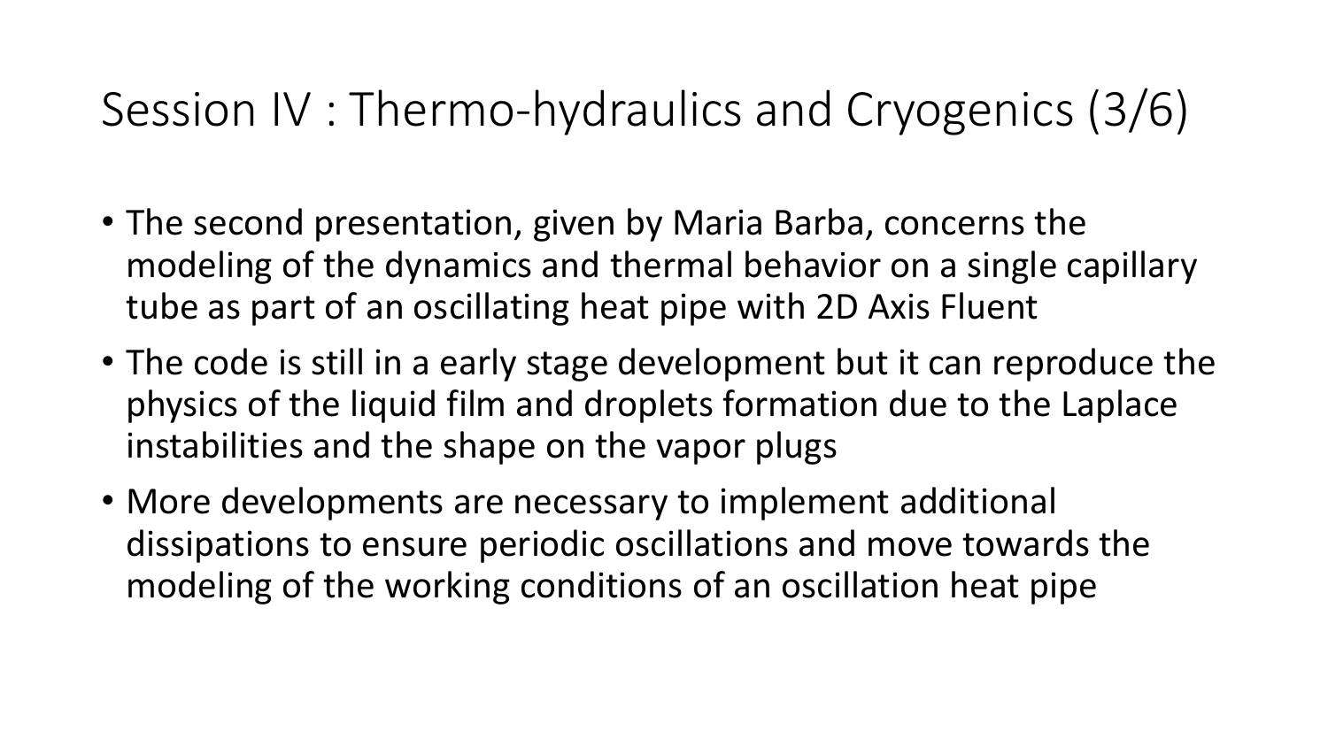# Session IV : Thermo-hydraulics and Cryogenics (3/6)

- The second presentation, given by Maria Barba, concerns the modeling of the dynamics and thermal behavior on a single capillary tube as part of an oscillating heat pipe with 2D Axis Fluent
- The code is still in a early stage development but it can reproduce the physics of the liquid film and droplets formation due to the Laplace instabilities and the shape on the vapor plugs
- More developments are necessary to implement additional dissipations to ensure periodic oscillations and move towards the modeling of the working conditions of an oscillation heat pipe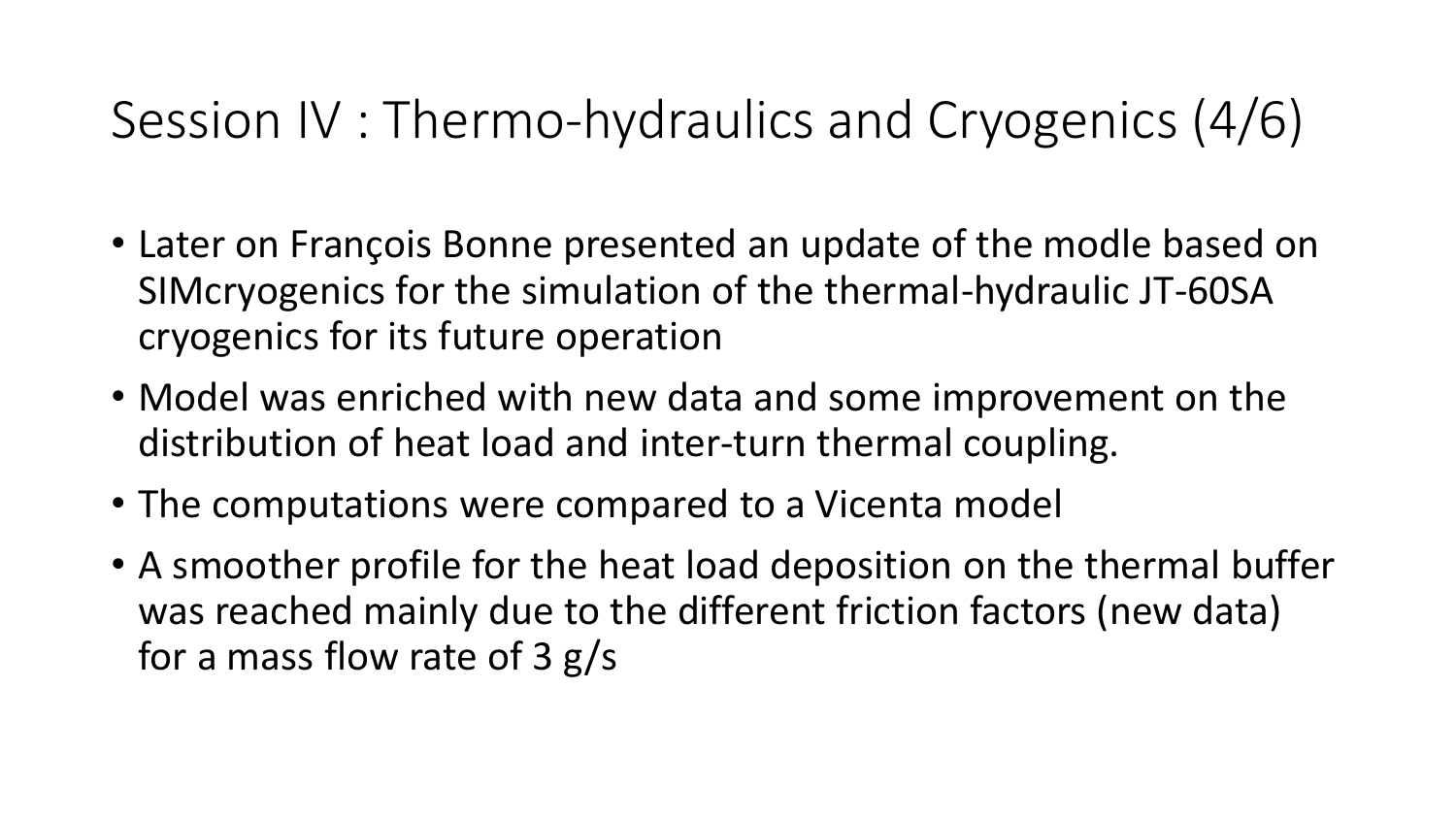# Session IV : Thermo-hydraulics and Cryogenics (4/6)

- Later on François Bonne presented an update of the modle based on SIMcryogenics for the simulation of the thermal-hydraulic JT-60SA cryogenics for its future operation
- Model was enriched with new data and some improvement on the distribution of heat load and inter-turn thermal coupling.
- The computations were compared to a Vicenta model
- A smoother profile for the heat load deposition on the thermal buffer was reached mainly due to the different friction factors (new data) for a mass flow rate of 3 g/s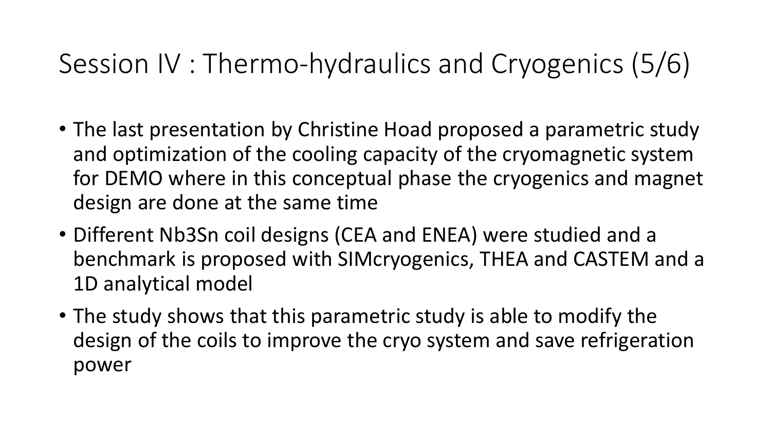# Session IV : Thermo-hydraulics and Cryogenics (5/6)

- The last presentation by Christine Hoad proposed a parametric study and optimization of the cooling capacity of the cryomagnetic system for DEMO where in this conceptual phase the cryogenics and magnet design are done at the same time
- Different $Nb_3Sn$ coil designs (CEA and ENEA) were studied and a benchmark is proposed with SIMcryogenics, THEA and CASTEM and a 1D analytical model
- The study shows that this parametric study is able to modify the design of the coils to improve the cryo system and save refrigeration power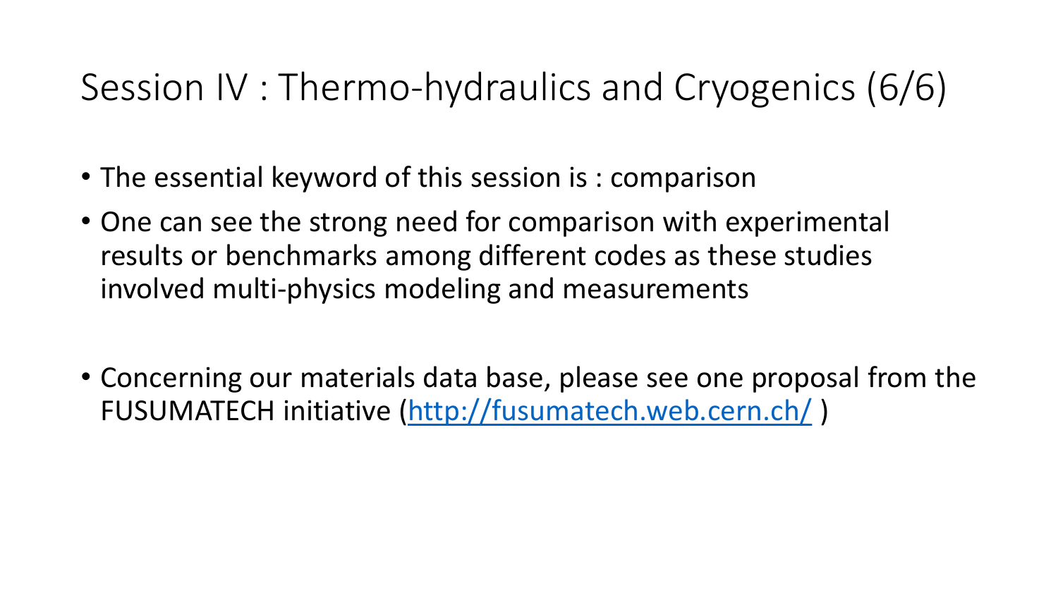# Session IV : Thermo-hydraulics and Cryogenics (6/6)

- The essential keyword of this session is : comparison
- One can see the strong need for comparison with experimental results or benchmarks among different codes as these studies involved multi-physics modeling and measurements
- Concerning our materials data base, please see one proposal from the FUSUMATECH initiative ([http://fusumatech.web.cern.ch/](http://fusumatech.web.cern.ch/) )